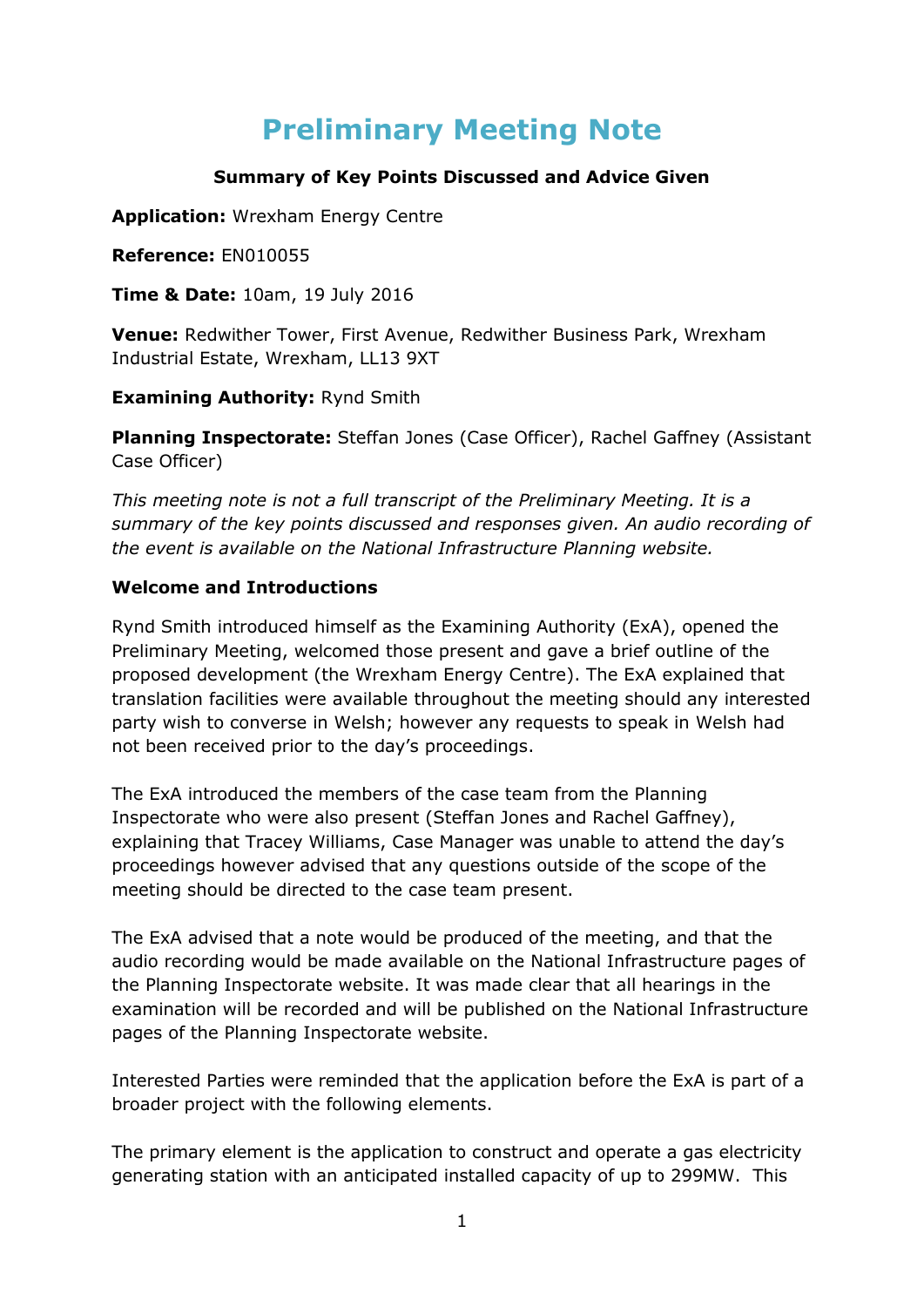# Preliminary Meeting Note

**Summary of Key Points Discussed and Advice Given**

**Application:** Wrexham Energy Centre

**Reference:** EN010055

**Time & Date:** 10am, 19 July 2016

**Venue:** Redwither Tower, First Avenue, Redwither Business Park, Wrexham Industrial Estate, Wrexham, LL13 9XT

**Examining Authority:** Rynd Smith

**Planning Inspectorate:** Steffan Jones (Case Officer), Rachel Gaffney (Assistant Case Officer)

*This meeting note is not a full transcript of the Preliminary Meeting. It is a summary of the key points discussed and responses given. An audio recording of the event is available on the National Infrastructure Planning website.*

**Welcome and Introductions**

Rynd Smith introduced himself as the Examining Authority (ExA), opened the Preliminary Meeting, welcomed those present and gave a brief outline of the proposed development (the Wrexham Energy Centre). The ExA explained that translation facilities were available throughout the meeting should any interested party wish to converse in Welsh; however any requests to speak in Welsh had not been received prior to the day's proceedings.

The ExA introduced the members of the case team from the Planning Inspectorate who were also present (Steffan Jones and Rachel Gaffney), explaining that Tracey Williams, Case Manager was unable to attend the day's proceedings however advised that any questions outside of the scope of the meeting should be directed to the case team present.

The ExA advised that a note would be produced of the meeting, and that the audio recording would be made available on the National Infrastructure pages of the Planning Inspectorate website. It was made clear that all hearings in the examination will be recorded and will be published on the National Infrastructure pages of the Planning Inspectorate website.

Interested Parties were reminded that the application before the ExA is part of a broader project with the following elements.

The primary element is the application to construct and operate a gas electricity generating station with an anticipated installed capacity of up to 299MW. This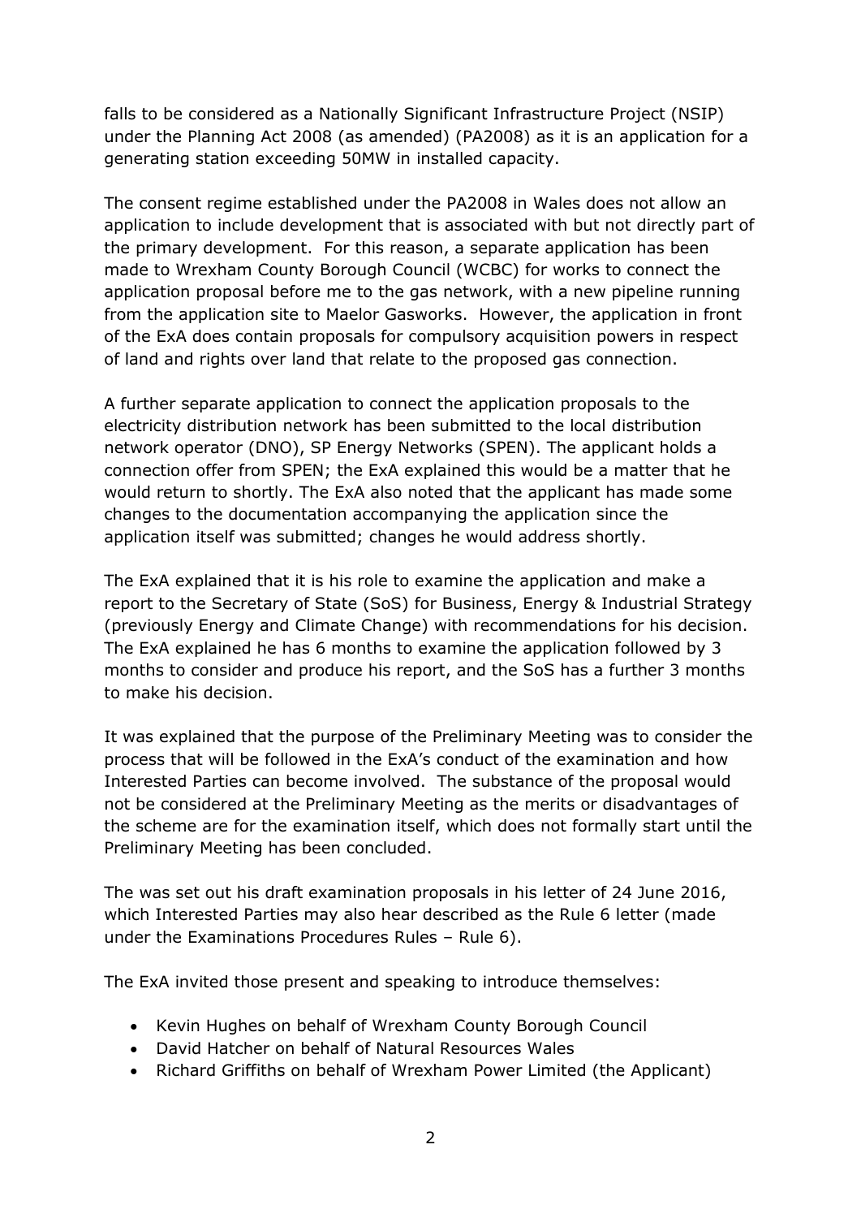falls to be considered as a Nationally Significant Infrastructure Project (NSIP) under the Planning Act 2008 (as amended) (PA2008) as it is an application for a generating station exceeding 50MW in installed capacity.

The consent regime established under the PA2008 in Wales does not allow an application to include development that is associated with but not directly part of the primary development. For this reason, a separate application has been made to Wrexham County Borough Council (WCBC) for works to connect the application proposal before me to the gas network, with a new pipeline running from the application site to Maelor Gasworks. However, the application in front of the ExA does contain proposals for compulsory acquisition powers in respect of land and rights over land that relate to the proposed gas connection.

A further separate application to connect the application proposals to the electricity distribution network has been submitted to the local distribution network operator (DNO), SP Energy Networks (SPEN). The applicant holds a connection offer from SPEN; the ExA explained this would be a matter that he would return to shortly. The ExA also noted that the applicant has made some changes to the documentation accompanying the application since the application itself was submitted; changes he would address shortly.

The ExA explained that it is his role to examine the application and make a report to the Secretary of State (SoS) for Business, Energy & Industrial Strategy (previously Energy and Climate Change) with recommendations for his decision. The ExA explained he has 6 months to examine the application followed by 3 months to consider and produce his report, and the SoS has a further 3 months to make his decision.

It was explained that the purpose of the Preliminary Meeting was to consider the process that will be followed in the ExA's conduct of the examination and how Interested Parties can become involved. The substance of the proposal would not be considered at the Preliminary Meeting as the merits or disadvantages of the scheme are for the examination itself, which does not formally start until the Preliminary Meeting has been concluded.

The was set out his draft examination proposals in his letter of 24 June 2016, which Interested Parties may also hear described as the Rule 6 letter (made under the Examinations Procedures Rules – Rule 6).

The ExA invited those present and speaking to introduce themselves:

- Kevin Hughes on behalf of Wrexham County Borough Council
- David Hatcher on behalf of Natural Resources Wales
- Richard Griffiths on behalf of Wrexham Power Limited (the Applicant)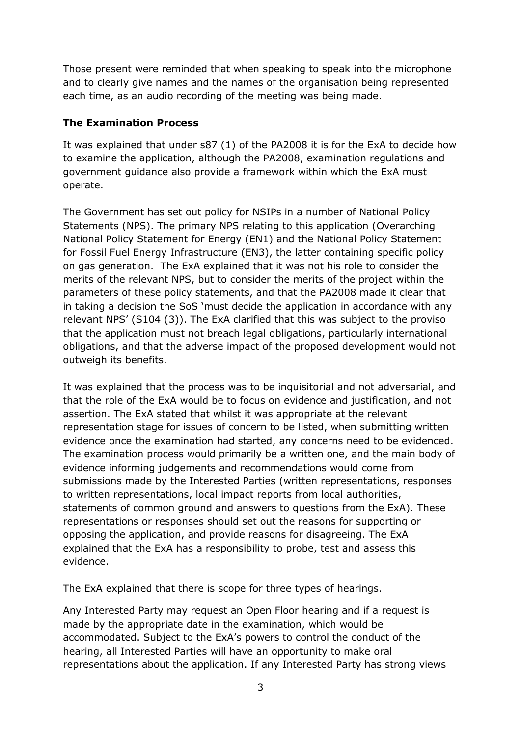Those present were reminded that when speaking to speak into the microphone and to clearly give names and the names of the organisation being represented each time, as an audio recording of the meeting was being made.

**The Examination Process**

It was explained that under s87 (1) of the PA2008 it is for the ExA to decide how to examine the application, although the PA2008, examination regulations and government guidance also provide a framework within which the ExA must operate.

The Government has set out policy for NSIPs in a number of National Policy Statements (NPS). The primary NPS relating to this application (Overarching National Policy Statement for Energy (EN1) and the National Policy Statement for Fossil Fuel Energy Infrastructure (EN3), the latter containing specific policy on gas generation. The ExA explained that it was not his role to consider the merits of the relevant NPS, but to consider the merits of the project within the parameters of these policy statements, and that the PA2008 made it clear that in taking a decision the SoS 'must decide the application in accordance with any relevant NPS' (S104 (3)). The ExA clarified that this was subject to the proviso that the application must not breach legal obligations, particularly international obligations, and that the adverse impact of the proposed development would not outweigh its benefits.

It was explained that the process was to be inquisitorial and not adversarial, and that the role of the ExA would be to focus on evidence and justification, and not assertion. The ExA stated that whilst it was appropriate at the relevant representation stage for issues of concern to be listed, when submitting written evidence once the examination had started, any concerns need to be evidenced. The examination process would primarily be a written one, and the main body of evidence informing judgements and recommendations would come from submissions made by the Interested Parties (written representations, responses to written representations, local impact reports from local authorities, statements of common ground and answers to questions from the ExA). These representations or responses should set out the reasons for supporting or opposing the application, and provide reasons for disagreeing. The ExA explained that the ExA has a responsibility to probe, test and assess this evidence.

The ExA explained that there is scope for three types of hearings.

Any Interested Party may request an Open Floor hearing and if a request is made by the appropriate date in the examination, which would be accommodated. Subject to the ExA's powers to control the conduct of the hearing, all Interested Parties will have an opportunity to make oral representations about the application. If any Interested Party has strong views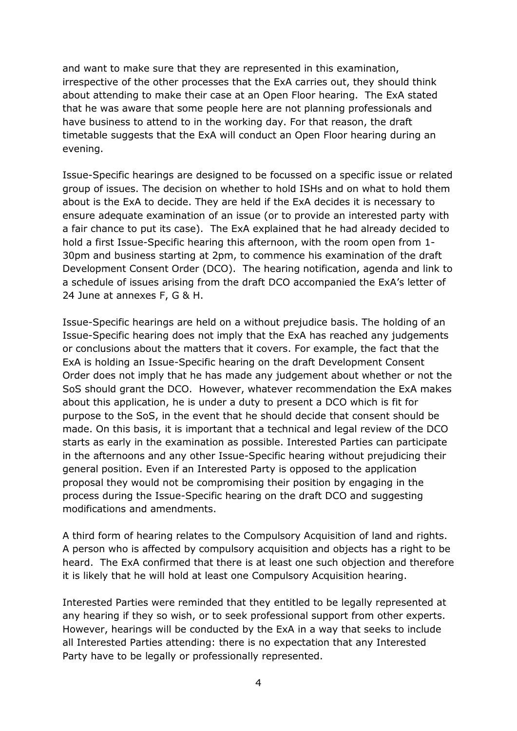and want to make sure that they are represented in this examination, irrespective of the other processes that the ExA carries out, they should think about attending to make their case at an Open Floor hearing. The ExA stated that he was aware that some people here are not planning professionals and have business to attend to in the working day. For that reason, the draft timetable suggests that the ExA will conduct an Open Floor hearing during an evening.

Issue-Specific hearings are designed to be focussed on a specific issue or related group of issues. The decision on whether to hold ISHs and on what to hold them about is the ExA to decide. They are held if the ExA decides it is necessary to ensure adequate examination of an issue (or to provide an interested party with a fair chance to put its case). The ExA explained that he had already decided to hold a first Issue-Specific hearing this afternoon, with the room open from 1-30pm and business starting at 2pm, to commence his examination of the draft Development Consent Order (DCO). The hearing notification, agenda and link to a schedule of issues arising from the draft DCO accompanied the ExA's letter of 24 June at annexes F, G & H.

Issue-Specific hearings are held on a without prejudice basis. The holding of an Issue-Specific hearing does not imply that the ExA has reached any judgements or conclusions about the matters that it covers. For example, the fact that the ExA is holding an Issue-Specific hearing on the draft Development Consent Order does not imply that he has made any judgement about whether or not the SoS should grant the DCO. However, whatever recommendation the ExA makes about this application, he is under a duty to present a DCO which is fit for purpose to the SoS, in the event that he should decide that consent should be made. On this basis, it is important that a technical and legal review of the DCO starts as early in the examination as possible. Interested Parties can participate in the afternoons and any other Issue-Specific hearing without prejudicing their general position. Even if an Interested Party is opposed to the application proposal they would not be compromising their position by engaging in the process during the Issue-Specific hearing on the draft DCO and suggesting modifications and amendments.

A third form of hearing relates to the Compulsory Acquisition of land and rights. A person who is affected by compulsory acquisition and objects has a right to be heard. The ExA confirmed that there is at least one such objection and therefore it is likely that he will hold at least one Compulsory Acquisition hearing.

Interested Parties were reminded that they entitled to be legally represented at any hearing if they so wish, or to seek professional support from other experts. However, hearings will be conducted by the ExA in a way that seeks to include all Interested Parties attending: there is no expectation that any Interested Party have to be legally or professionally represented.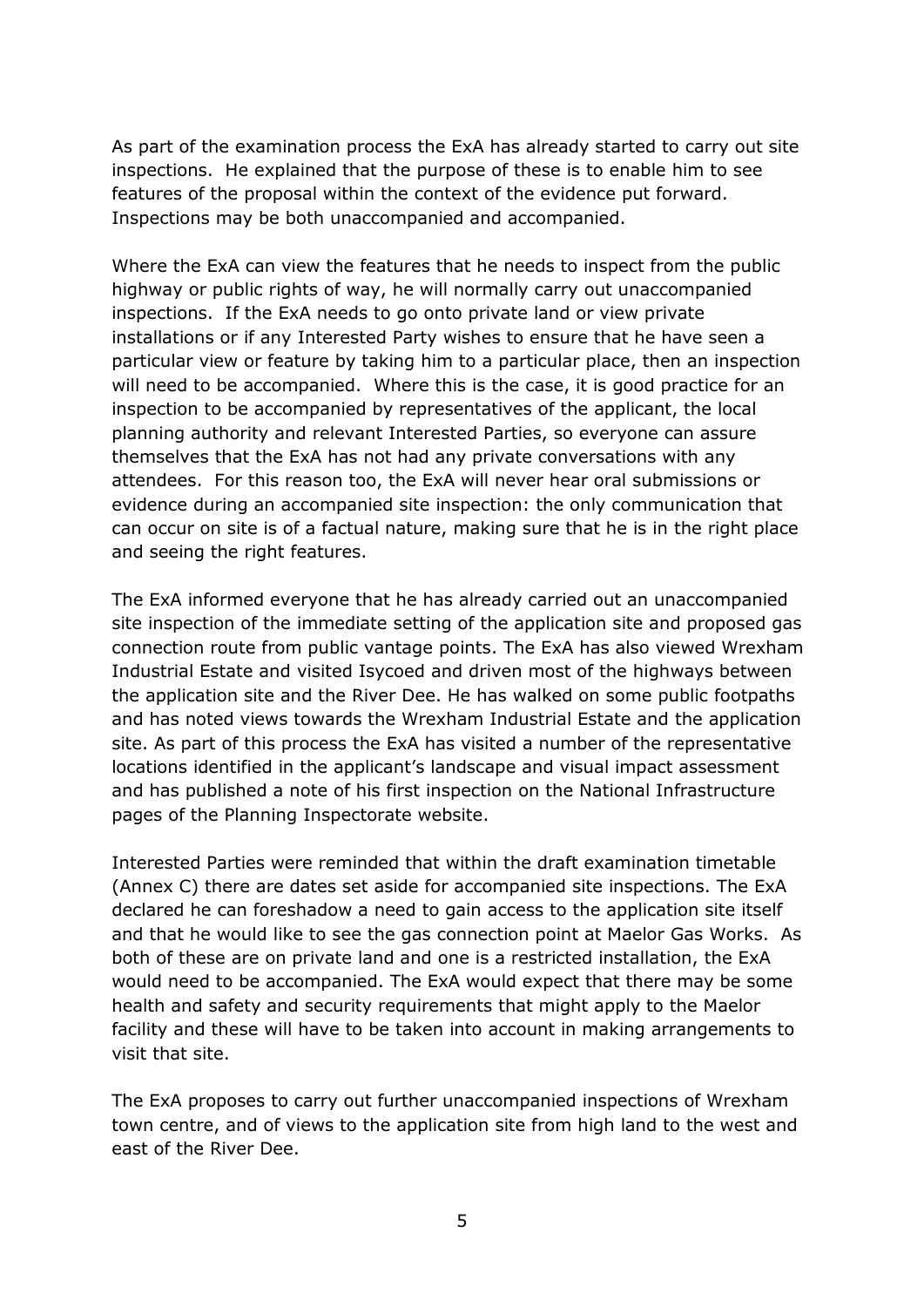As part of the examination process the ExA has already started to carry out site inspections. He explained that the purpose of these is to enable him to see features of the proposal within the context of the evidence put forward. Inspections may be both unaccompanied and accompanied.

Where the ExA can view the features that he needs to inspect from the public highway or public rights of way, he will normally carry out unaccompanied inspections. If the ExA needs to go onto private land or view private installations or if any Interested Party wishes to ensure that he have seen a particular view or feature by taking him to a particular place, then an inspection will need to be accompanied. Where this is the case, it is good practice for an inspection to be accompanied by representatives of the applicant, the local planning authority and relevant Interested Parties, so everyone can assure themselves that the ExA has not had any private conversations with any attendees. For this reason too, the ExA will never hear oral submissions or evidence during an accompanied site inspection: the only communication that can occur on site is of a factual nature, making sure that he is in the right place and seeing the right features.

The ExA informed everyone that he has already carried out an unaccompanied site inspection of the immediate setting of the application site and proposed gas connection route from public vantage points. The ExA has also viewed Wrexham Industrial Estate and visited Isycoed and driven most of the highways between the application site and the River Dee. He has walked on some public footpaths and has noted views towards the Wrexham Industrial Estate and the application site. As part of this process the ExA has visited a number of the representative locations identified in the applicant's landscape and visual impact assessment and has published a note of his first inspection on the National Infrastructure pages of the Planning Inspectorate website.

Interested Parties were reminded that within the draft examination timetable (Annex C) there are dates set aside for accompanied site inspections. The ExA declared he can foreshadow a need to gain access to the application site itself and that he would like to see the gas connection point at Maelor Gas Works. As both of these are on private land and one is a restricted installation, the ExA would need to be accompanied. The ExA would expect that there may be some health and safety and security requirements that might apply to the Maelor facility and these will have to be taken into account in making arrangements to visit that site.

The ExA proposes to carry out further unaccompanied inspections of Wrexham town centre, and of views to the application site from high land to the west and east of the River Dee.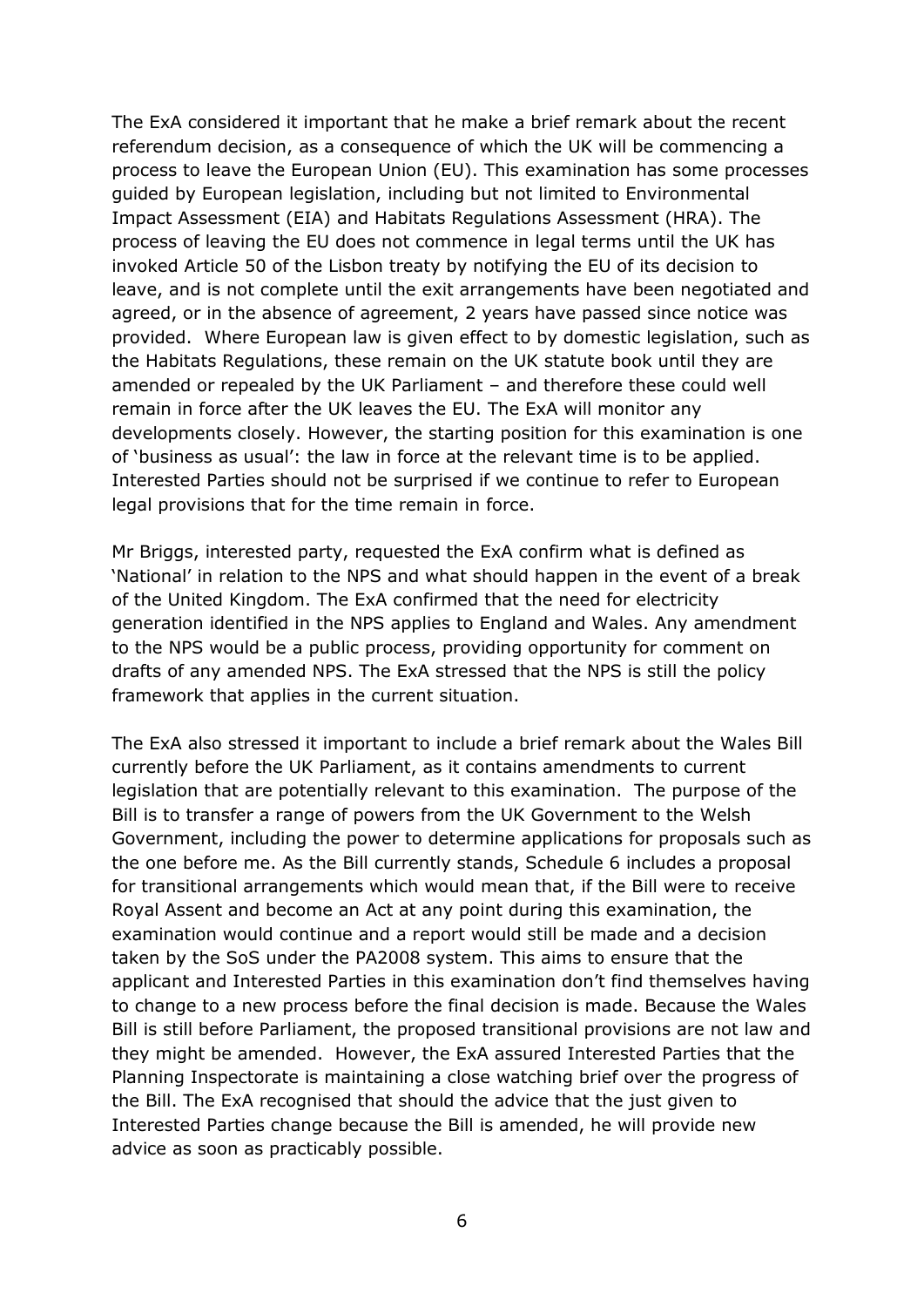The ExA considered it important that he make a brief remark about the recent referendum decision, as a consequence of which the UK will be commencing a process to leave the European Union (EU). This examination has some processes guided by European legislation, including but not limited to Environmental Impact Assessment (EIA) and Habitats Regulations Assessment (HRA). The process of leaving the EU does not commence in legal terms until the UK has invoked Article 50 of the Lisbon treaty by notifying the EU of its decision to leave, and is not complete until the exit arrangements have been negotiated and agreed, or in the absence of agreement, 2 years have passed since notice was provided. Where European law is given effect to by domestic legislation, such as the Habitats Regulations, these remain on the UK statute book until they are amended or repealed by the UK Parliament – and therefore these could well remain in force after the UK leaves the EU. The ExA will monitor any developments closely. However, the starting position for this examination is one of 'business as usual': the law in force at the relevant time is to be applied. Interested Parties should not be surprised if we continue to refer to European legal provisions that for the time remain in force.

Mr Briggs, interested party, requested the ExA confirm what is defined as 'National' in relation to the NPS and what should happen in the event of a break of the United Kingdom. The ExA confirmed that the need for electricity generation identified in the NPS applies to England and Wales. Any amendment to the NPS would be a public process, providing opportunity for comment on drafts of any amended NPS. The ExA stressed that the NPS is still the policy framework that applies in the current situation.

The ExA also stressed it important to include a brief remark about the Wales Bill currently before the UK Parliament, as it contains amendments to current legislation that are potentially relevant to this examination. The purpose of the Bill is to transfer a range of powers from the UK Government to the Welsh Government, including the power to determine applications for proposals such as the one before me. As the Bill currently stands, Schedule 6 includes a proposal for transitional arrangements which would mean that, if the Bill were to receive Royal Assent and become an Act at any point during this examination, the examination would continue and a report would still be made and a decision taken by the SoS under the PA2008 system. This aims to ensure that the applicant and Interested Parties in this examination don't find themselves having to change to a new process before the final decision is made. Because the Wales Bill is still before Parliament, the proposed transitional provisions are not law and they might be amended. However, the ExA assured Interested Parties that the Planning Inspectorate is maintaining a close watching brief over the progress of the Bill. The ExA recognised that should the advice that the just given to Interested Parties change because the Bill is amended, he will provide new advice as soon as practicably possible.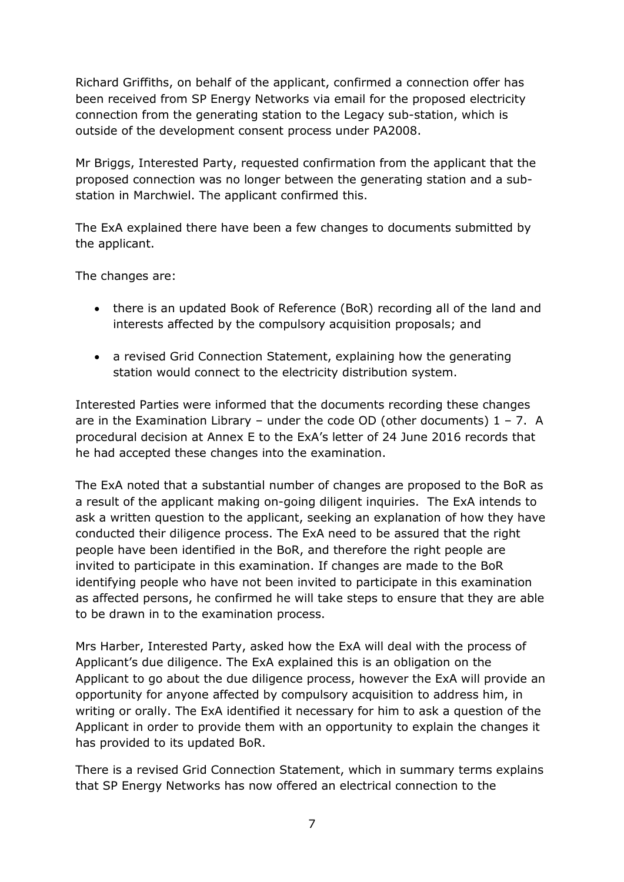Richard Griffiths, on behalf of the applicant, confirmed a connection offer has been received from SP Energy Networks via email for the proposed electricity connection from the generating station to the Legacy sub-station, which is outside of the development consent process under PA2008.

Mr Briggs, Interested Party, requested confirmation from the applicant that the proposed connection was no longer between the generating station and a sub-station in Marchwiel. The applicant confirmed this.

The ExA explained there have been a few changes to documents submitted by the applicant.

The changes are:

- there is an updated Book of Reference (BoR) recording all of the land and interests affected by the compulsory acquisition proposals; and
- a revised Grid Connection Statement, explaining how the generating station would connect to the electricity distribution system.

Interested Parties were informed that the documents recording these changes are in the Examination Library – under the code OD (other documents) 1 – 7. A procedural decision at Annex E to the ExA's letter of 24 June 2016 records that he had accepted these changes into the examination.

The ExA noted that a substantial number of changes are proposed to the BoR as a result of the applicant making on-going diligent inquiries. The ExA intends to ask a written question to the applicant, seeking an explanation of how they have conducted their diligence process. The ExA need to be assured that the right people have been identified in the BoR, and therefore the right people are invited to participate in this examination. If changes are made to the BoR identifying people who have not been invited to participate in this examination as affected persons, he confirmed he will take steps to ensure that they are able to be drawn in to the examination process.

Mrs Harber, Interested Party, asked how the ExA will deal with the process of Applicant's due diligence. The ExA explained this is an obligation on the Applicant to go about the due diligence process, however the ExA will provide an opportunity for anyone affected by compulsory acquisition to address him, in writing or orally. The ExA identified it necessary for him to ask a question of the Applicant in order to provide them with an opportunity to explain the changes it has provided to its updated BoR.

There is a revised Grid Connection Statement, which in summary terms explains that SP Energy Networks has now offered an electrical connection to the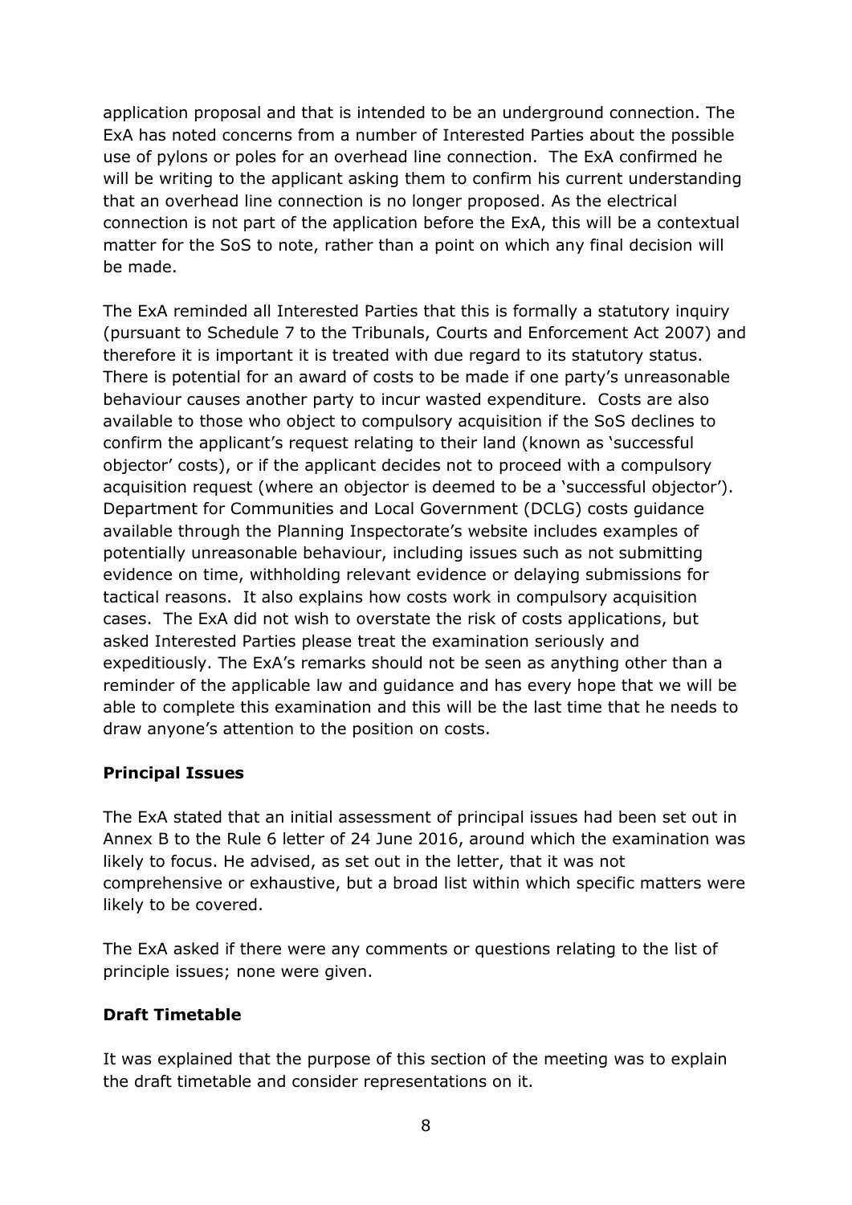application proposal and that is intended to be an underground connection. The ExA has noted concerns from a number of Interested Parties about the possible use of pylons or poles for an overhead line connection. The ExA confirmed he will be writing to the applicant asking them to confirm his current understanding that an overhead line connection is no longer proposed. As the electrical connection is not part of the application before the ExA, this will be a contextual matter for the SoS to note, rather than a point on which any final decision will be made.

The ExA reminded all Interested Parties that this is formally a statutory inquiry (pursuant to Schedule 7 to the Tribunals, Courts and Enforcement Act 2007) and therefore it is important it is treated with due regard to its statutory status. There is potential for an award of costs to be made if one party's unreasonable behaviour causes another party to incur wasted expenditure. Costs are also available to those who object to compulsory acquisition if the SoS declines to confirm the applicant's request relating to their land (known as 'successful objector' costs), or if the applicant decides not to proceed with a compulsory acquisition request (where an objector is deemed to be a 'successful objector'). Department for Communities and Local Government (DCLG) costs guidance available through the Planning Inspectorate's website includes examples of potentially unreasonable behaviour, including issues such as not submitting evidence on time, withholding relevant evidence or delaying submissions for tactical reasons. It also explains how costs work in compulsory acquisition cases. The ExA did not wish to overstate the risk of costs applications, but asked Interested Parties please treat the examination seriously and expeditiously. The ExA's remarks should not be seen as anything other than a reminder of the applicable law and guidance and has every hope that we will be able to complete this examination and this will be the last time that he needs to draw anyone's attention to the position on costs.

**Principal Issues**

The ExA stated that an initial assessment of principal issues had been set out in Annex B to the Rule 6 letter of 24 June 2016, around which the examination was likely to focus. He advised, as set out in the letter, that it was not comprehensive or exhaustive, but a broad list within which specific matters were likely to be covered.

The ExA asked if there were any comments or questions relating to the list of principle issues; none were given.

**Draft Timetable**

It was explained that the purpose of this section of the meeting was to explain the draft timetable and consider representations on it.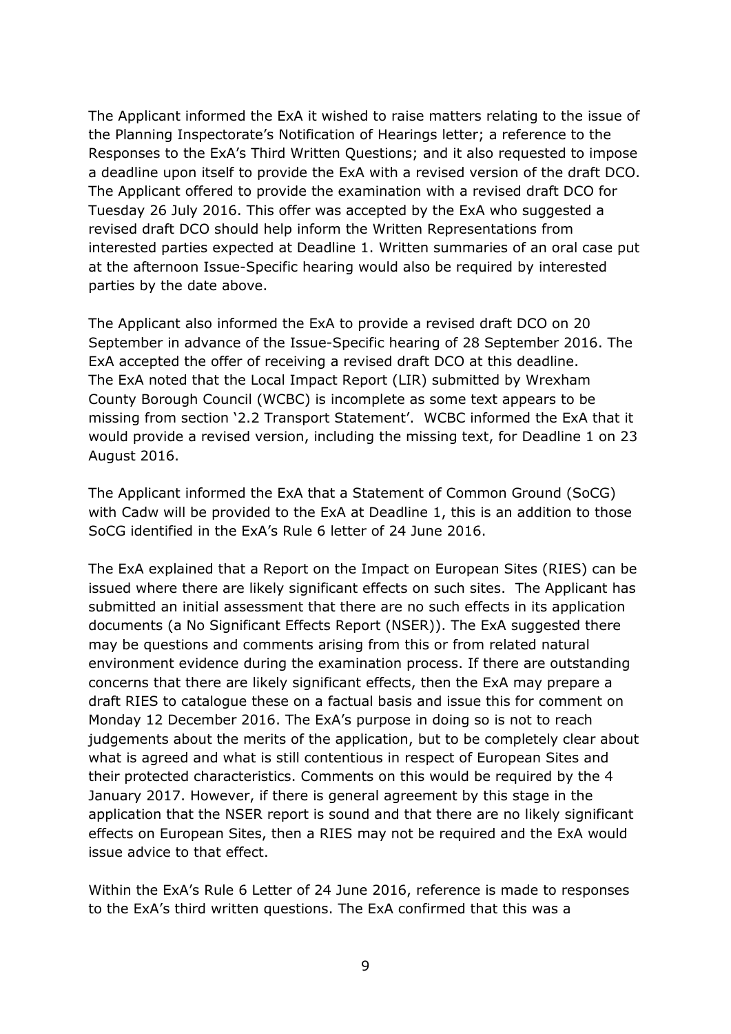The Applicant informed the ExA it wished to raise matters relating to the issue of the Planning Inspectorate's Notification of Hearings letter; a reference to the Responses to the ExA's Third Written Questions; and it also requested to impose a deadline upon itself to provide the ExA with a revised version of the draft DCO. The Applicant offered to provide the examination with a revised draft DCO for Tuesday 26 July 2016. This offer was accepted by the ExA who suggested a revised draft DCO should help inform the Written Representations from interested parties expected at Deadline 1. Written summaries of an oral case put at the afternoon Issue-Specific hearing would also be required by interested parties by the date above.

The Applicant also informed the ExA to provide a revised draft DCO on 20 September in advance of the Issue-Specific hearing of 28 September 2016. The ExA accepted the offer of receiving a revised draft DCO at this deadline. The ExA noted that the Local Impact Report (LIR) submitted by Wrexham County Borough Council (WCBC) is incomplete as some text appears to be missing from section '2.2 Transport Statement'. WCBC informed the ExA that it would provide a revised version, including the missing text, for Deadline 1 on 23 August 2016.

The Applicant informed the ExA that a Statement of Common Ground (SoCG) with Cadw will be provided to the ExA at Deadline 1, this is an addition to those SoCG identified in the ExA's Rule 6 letter of 24 June 2016.

The ExA explained that a Report on the Impact on European Sites (RIES) can be issued where there are likely significant effects on such sites. The Applicant has submitted an initial assessment that there are no such effects in its application documents (a No Significant Effects Report (NSER)). The ExA suggested there may be questions and comments arising from this or from related natural environment evidence during the examination process. If there are outstanding concerns that there are likely significant effects, then the ExA may prepare a draft RIES to catalogue these on a factual basis and issue this for comment on Monday 12 December 2016. The ExA's purpose in doing so is not to reach judgements about the merits of the application, but to be completely clear about what is agreed and what is still contentious in respect of European Sites and their protected characteristics. Comments on this would be required by the 4 January 2017. However, if there is general agreement by this stage in the application that the NSER report is sound and that there are no likely significant effects on European Sites, then a RIES may not be required and the ExA would issue advice to that effect.

Within the ExA's Rule 6 Letter of 24 June 2016, reference is made to responses to the ExA's third written questions. The ExA confirmed that this was a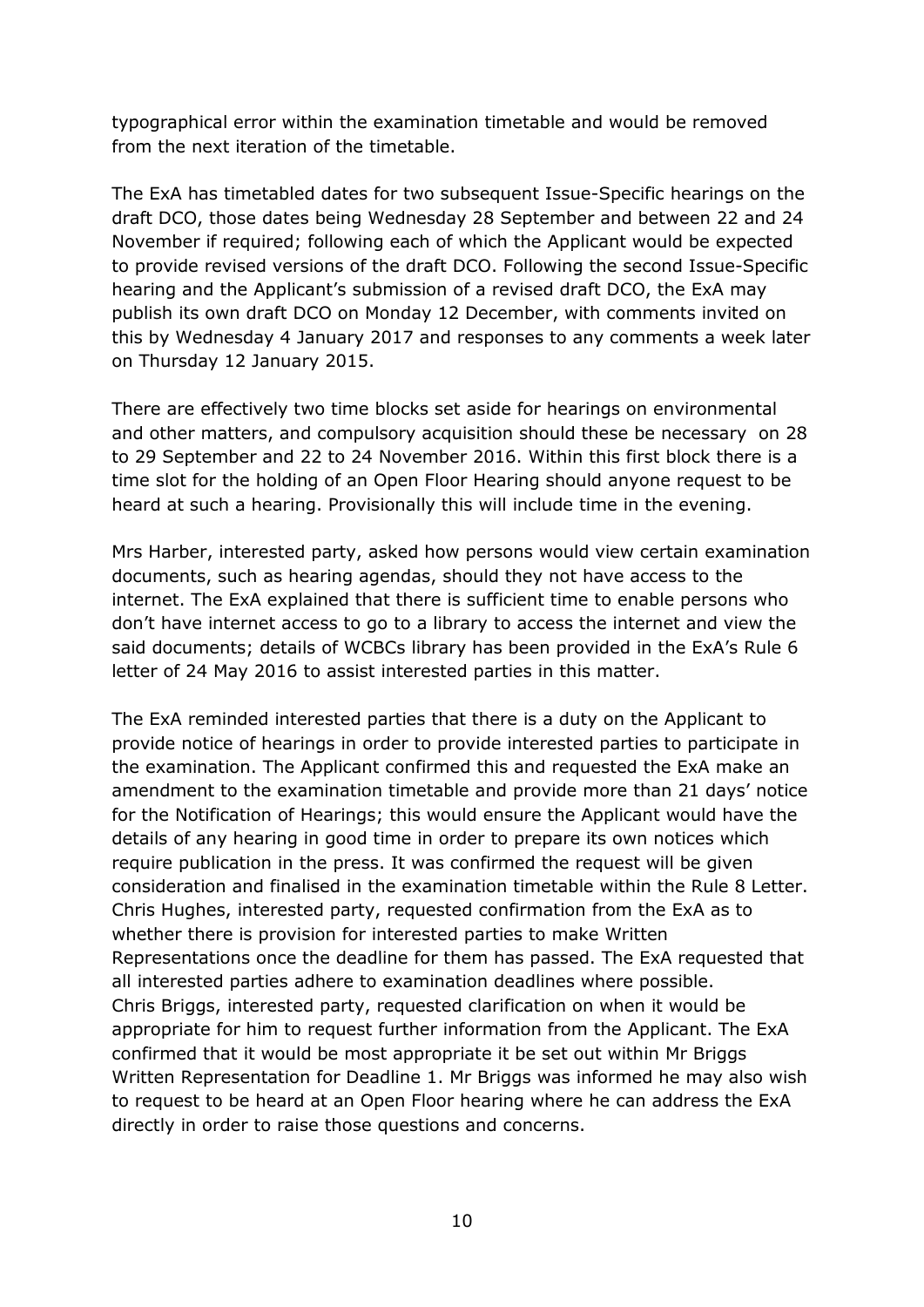typographical error within the examination timetable and would be removed from the next iteration of the timetable.

The ExA has timetabled dates for two subsequent Issue-Specific hearings on the draft DCO, those dates being Wednesday 28 September and between 22 and 24 November if required; following each of which the Applicant would be expected to provide revised versions of the draft DCO. Following the second Issue-Specific hearing and the Applicant's submission of a revised draft DCO, the ExA may publish its own draft DCO on Monday 12 December, with comments invited on this by Wednesday 4 January 2017 and responses to any comments a week later on Thursday 12 January 2015.

There are effectively two time blocks set aside for hearings on environmental and other matters, and compulsory acquisition should these be necessary on 28 to 29 September and 22 to 24 November 2016. Within this first block there is a time slot for the holding of an Open Floor Hearing should anyone request to be heard at such a hearing. Provisionally this will include time in the evening.

Mrs Harber, interested party, asked how persons would view certain examination documents, such as hearing agendas, should they not have access to the internet. The ExA explained that there is sufficient time to enable persons who don't have internet access to go to a library to access the internet and view the said documents; details of WCBCs library has been provided in the ExA's Rule 6 letter of 24 May 2016 to assist interested parties in this matter.

The ExA reminded interested parties that there is a duty on the Applicant to provide notice of hearings in order to provide interested parties to participate in the examination. The Applicant confirmed this and requested the ExA make an amendment to the examination timetable and provide more than 21 days' notice for the Notification of Hearings; this would ensure the Applicant would have the details of any hearing in good time in order to prepare its own notices which require publication in the press. It was confirmed the request will be given consideration and finalised in the examination timetable within the Rule 8 Letter.
Chris Hughes, interested party, requested confirmation from the ExA as to whether there is provision for interested parties to make Written Representations once the deadline for them has passed. The ExA requested that all interested parties adhere to examination deadlines where possible.
Chris Briggs, interested party, requested clarification on when it would be appropriate for him to request further information from the Applicant. The ExA confirmed that it would be most appropriate it be set out within Mr Briggs Written Representation for Deadline 1. Mr Briggs was informed he may also wish to request to be heard at an Open Floor hearing where he can address the ExA directly in order to raise those questions and concerns.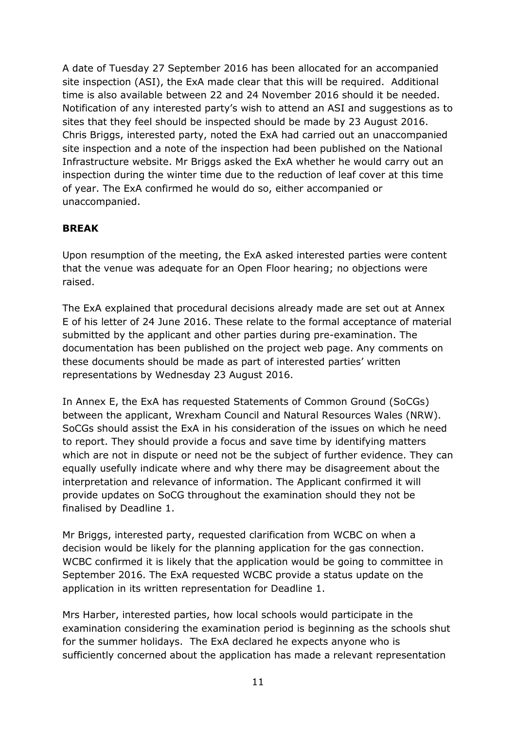A date of Tuesday 27 September 2016 has been allocated for an accompanied site inspection (ASI), the ExA made clear that this will be required. Additional time is also available between 22 and 24 November 2016 should it be needed. Notification of any interested party's wish to attend an ASI and suggestions as to sites that they feel should be inspected should be made by 23 August 2016. Chris Briggs, interested party, noted the ExA had carried out an unaccompanied site inspection and a note of the inspection had been published on the National Infrastructure website. Mr Briggs asked the ExA whether he would carry out an inspection during the winter time due to the reduction of leaf cover at this time of year. The ExA confirmed he would do so, either accompanied or unaccompanied.

**BREAK**

Upon resumption of the meeting, the ExA asked interested parties were content that the venue was adequate for an Open Floor hearing; no objections were raised.

The ExA explained that procedural decisions already made are set out at Annex E of his letter of 24 June 2016. These relate to the formal acceptance of material submitted by the applicant and other parties during pre-examination. The documentation has been published on the project web page. Any comments on these documents should be made as part of interested parties' written representations by Wednesday 23 August 2016.

In Annex E, the ExA has requested Statements of Common Ground (SoCGs) between the applicant, Wrexham Council and Natural Resources Wales (NRW). SoCGs should assist the ExA in his consideration of the issues on which he need to report. They should provide a focus and save time by identifying matters which are not in dispute or need not be the subject of further evidence. They can equally usefully indicate where and why there may be disagreement about the interpretation and relevance of information. The Applicant confirmed it will provide updates on SoCG throughout the examination should they not be finalised by Deadline 1.

Mr Briggs, interested party, requested clarification from WCBC on when a decision would be likely for the planning application for the gas connection. WCBC confirmed it is likely that the application would be going to committee in September 2016. The ExA requested WCBC provide a status update on the application in its written representation for Deadline 1.

Mrs Harber, interested parties, how local schools would participate in the examination considering the examination period is beginning as the schools shut for the summer holidays. The ExA declared he expects anyone who is sufficiently concerned about the application has made a relevant representation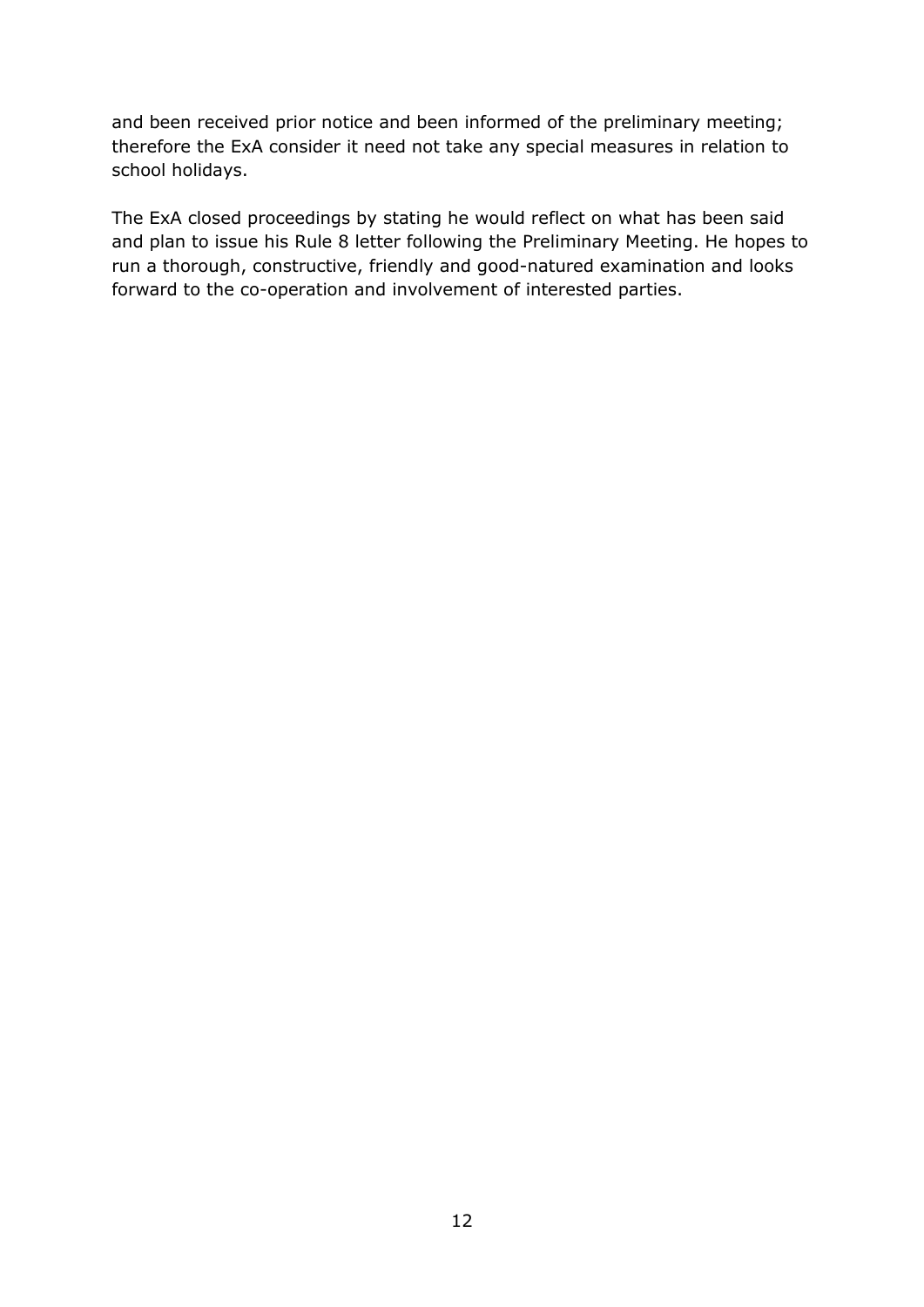and been received prior notice and been informed of the preliminary meeting; therefore the ExA consider it need not take any special measures in relation to school holidays.

The ExA closed proceedings by stating he would reflect on what has been said and plan to issue his Rule 8 letter following the Preliminary Meeting. He hopes to run a thorough, constructive, friendly and good-natured examination and looks forward to the co-operation and involvement of interested parties.